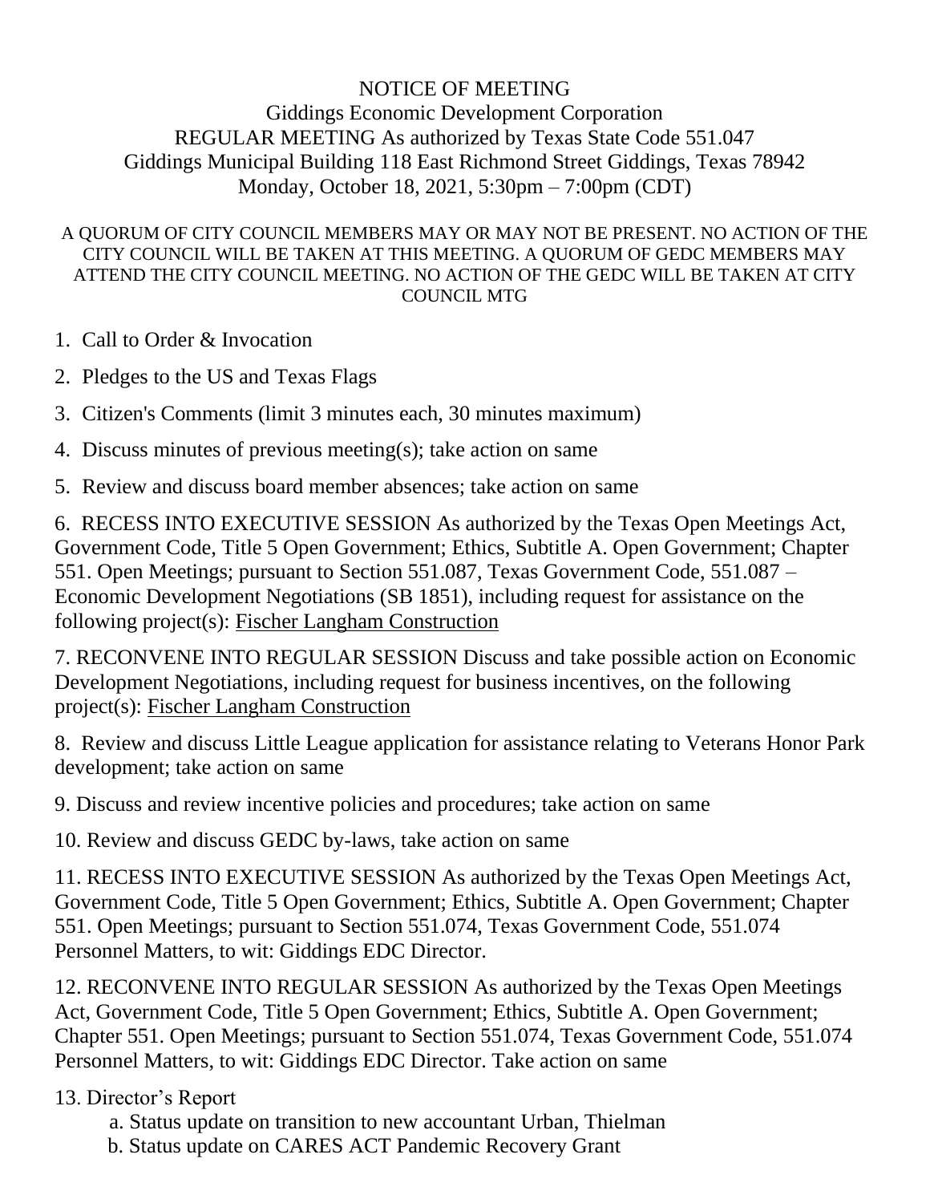# NOTICE OF MEETING

## Giddings Economic Development Corporation

REGULAR MEETING As authorized by Texas State Code 551.047
Giddings Municipal Building 118 East Richmond Street Giddings, Texas 78942
Monday, October 18, 2021, 5:30pm – 7:00pm (CDT)

A QUORUM OF CITY COUNCIL MEMBERS MAY OR MAY NOT BE PRESENT. NO ACTION OF THE CITY COUNCIL WILL BE TAKEN AT THIS MEETING. A QUORUM OF GEDC MEMBERS MAY ATTEND THE CITY COUNCIL MEETING. NO ACTION OF THE GEDC WILL BE TAKEN AT CITY COUNCIL MTG

1. Call to Order & Invocation
2. Pledges to the US and Texas Flags
3. Citizen's Comments (limit 3 minutes each, 30 minutes maximum)
4. Discuss minutes of previous meeting(s); take action on same
5. Review and discuss board member absences; take action on same
6. RECESS INTO EXECUTIVE SESSION As authorized by the Texas Open Meetings Act, Government Code, Title 5 Open Government; Ethics, Subtitle A. Open Government; Chapter 551. Open Meetings; pursuant to Section 551.087, Texas Government Code, 551.087 – Economic Development Negotiations (SB 1851), including request for assistance on the following project(s): Fischer Langham Construction
7. RECONVENE INTO REGULAR SESSION Discuss and take possible action on Economic Development Negotiations, including request for business incentives, on the following project(s): Fischer Langham Construction
8. Review and discuss Little League application for assistance relating to Veterans Honor Park development; take action on same
9. Discuss and review incentive policies and procedures; take action on same
10. Review and discuss GEDC by-laws, take action on same
11. RECESS INTO EXECUTIVE SESSION As authorized by the Texas Open Meetings Act, Government Code, Title 5 Open Government; Ethics, Subtitle A. Open Government; Chapter 551. Open Meetings; pursuant to Section 551.074, Texas Government Code, 551.074 Personnel Matters, to wit: Giddings EDC Director.
12. RECONVENE INTO REGULAR SESSION As authorized by the Texas Open Meetings Act, Government Code, Title 5 Open Government; Ethics, Subtitle A. Open Government; Chapter 551. Open Meetings; pursuant to Section 551.074, Texas Government Code, 551.074 Personnel Matters, to wit: Giddings EDC Director. Take action on same
13. Director's Report
    a. Status update on transition to new accountant Urban, Thielman
    b. Status update on CARES ACT Pandemic Recovery Grant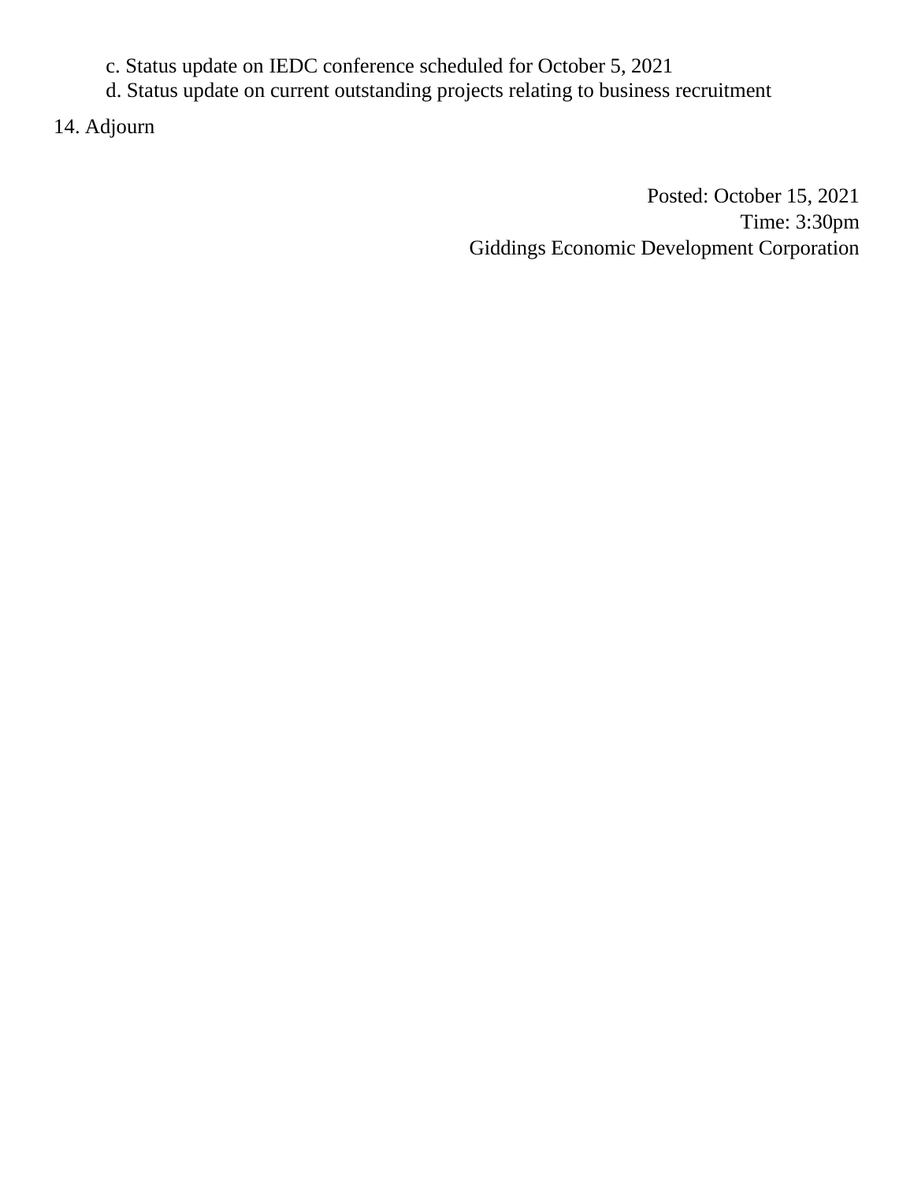c. Status update on IEDC conference scheduled for October 5, 2021
  d. Status update on current outstanding projects relating to business recruitment

14. Adjourn

Posted: October 15, 2021
Time: 3:30pm
Giddings Economic Development Corporation